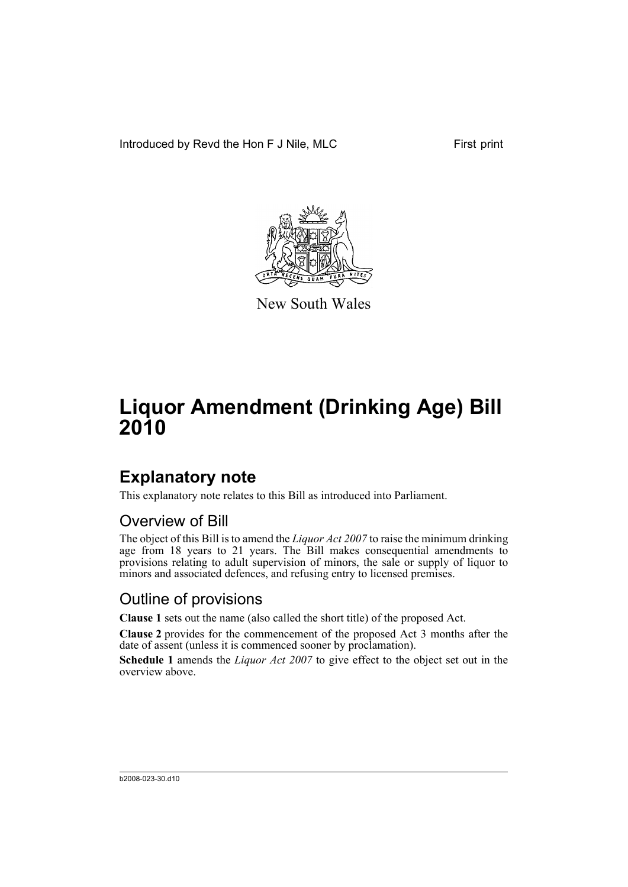Introduced by Revd the Hon F J Nile, MLC

First print

New South Wales

# Liquor Amendment (Drinking Age) Bill 2010

## Explanatory note

This explanatory note relates to this Bill as introduced into Parliament.

### Overview of Bill

The object of this Bill is to amend the *Liquor Act 2007* to raise the minimum drinking age from 18 years to 21 years. The Bill makes consequential amendments to provisions relating to adult supervision of minors, the sale or supply of liquor to minors and associated defences, and refusing entry to licensed premises.

### Outline of provisions

**Clause 1** sets out the name (also called the short title) of the proposed Act.

**Clause 2** provides for the commencement of the proposed Act 3 months after the date of assent (unless it is commenced sooner by proclamation).

**Schedule 1** amends the *Liquor Act 2007* to give effect to the object set out in the overview above.

b2008-023-30.d10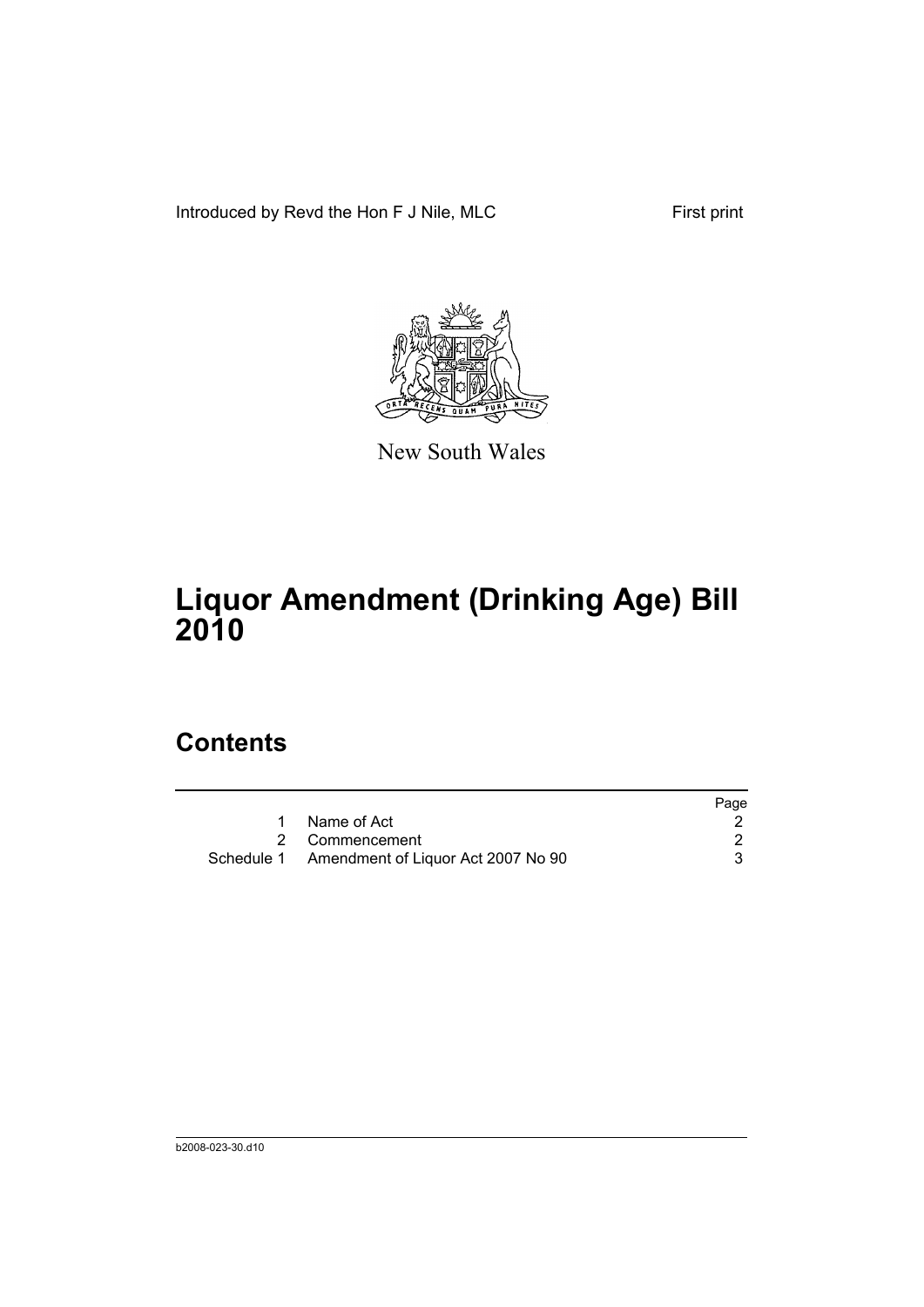Introduced by Revd the Hon F J Nile, MLC

First print

New South Wales

# Liquor Amendment (Drinking Age) Bill 2010

## Contents

| | | Page |
|---|---|---|
| 1 | Name of Act | 2 |
| 2 | Commencement | 2 |
| Schedule 1 | Amendment of Liquor Act 2007 No 90 | 3 |

b2008-023-30.d10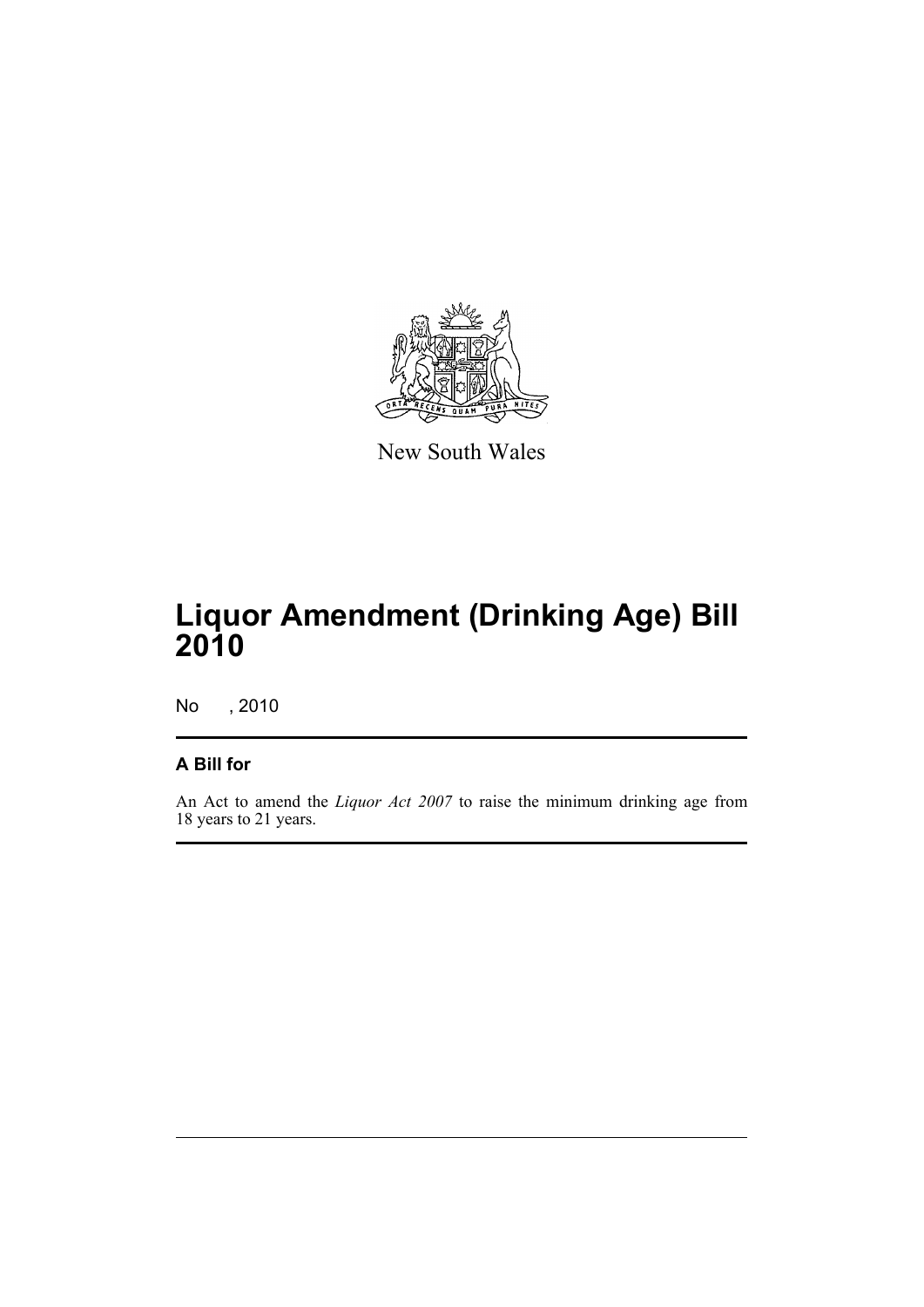New South Wales

# Liquor Amendment (Drinking Age) Bill 2010

No , 2010

## A Bill for

An Act to amend the *Liquor Act 2007* to raise the minimum drinking age from 18 years to 21 years.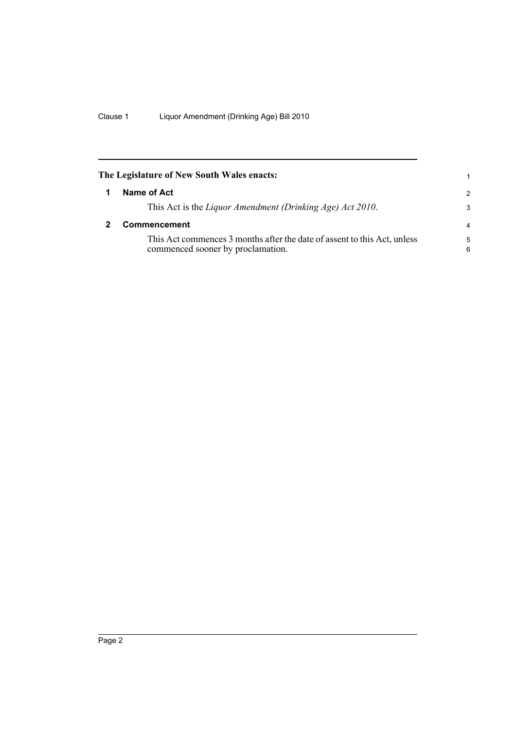**The Legislature of New South Wales enacts:**

## 1 Name of Act

This Act is the *Liquor Amendment (Drinking Age) Act 2010*.

## 2 Commencement

This Act commences 3 months after the date of assent to this Act, unless commenced sooner by proclamation.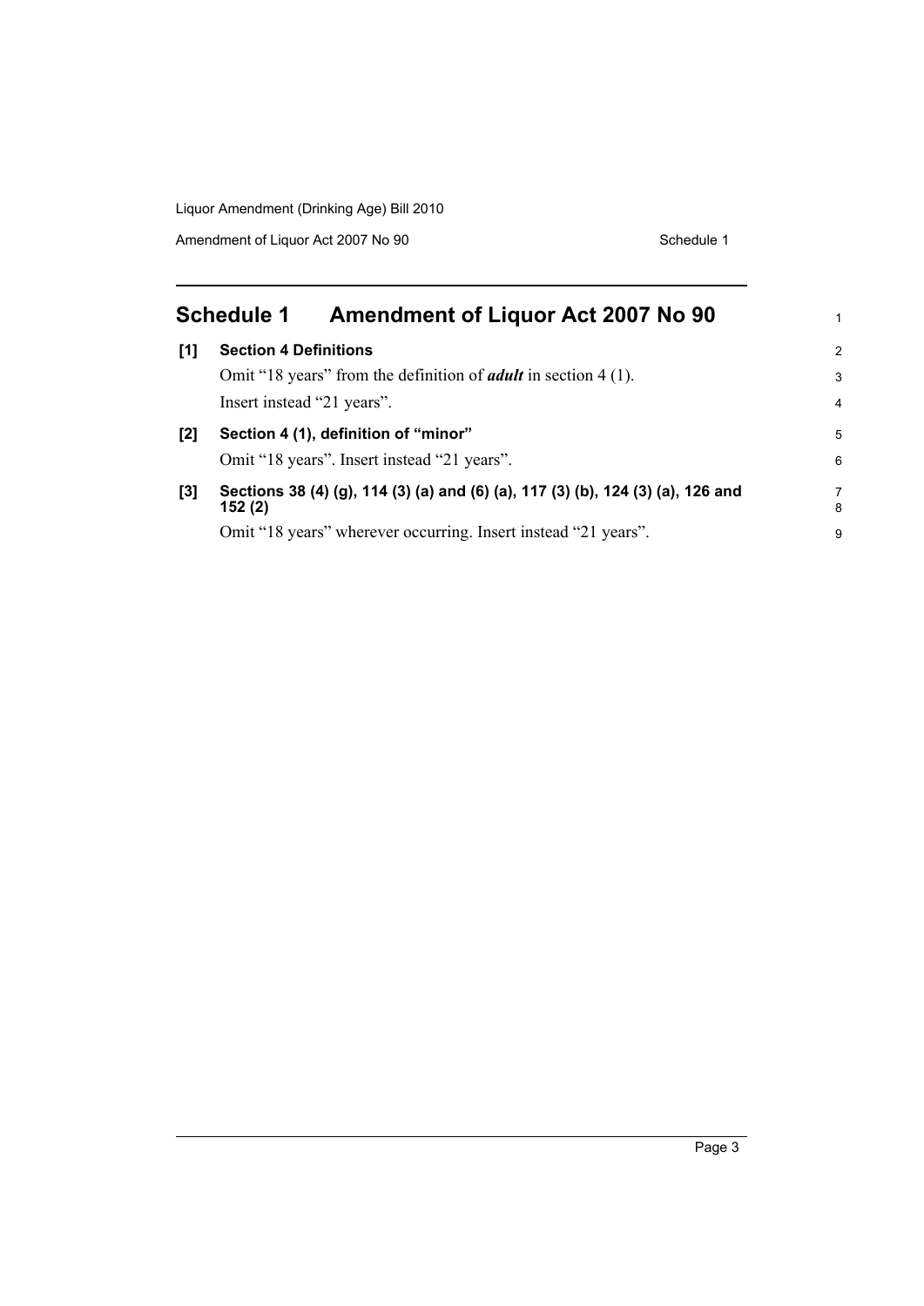## Schedule 1 Amendment of Liquor Act 2007 No 90

**[1] Section 4 Definitions**

Omit "18 years" from the definition of ***adult*** in section 4 (1).

Insert instead "21 years".

**[2] Section 4 (1), definition of "minor"**

Omit "18 years". Insert instead "21 years".

**[3] Sections 38 (4) (g), 114 (3) (a) and (6) (a), 117 (3) (b), 124 (3) (a), 126 and 152 (2)**

Omit "18 years" wherever occurring. Insert instead "21 years".